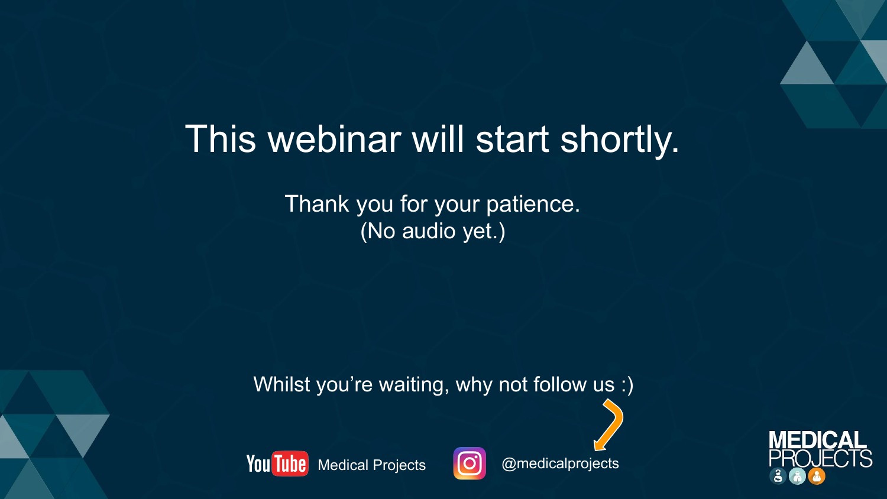# This webinar will start shortly.

Thank you for your patience.
(No audio yet.)

Whilst you're waiting, why not follow us :)

YouTube Medical Projects

@medicalprojects

MEDICAL PROJECTS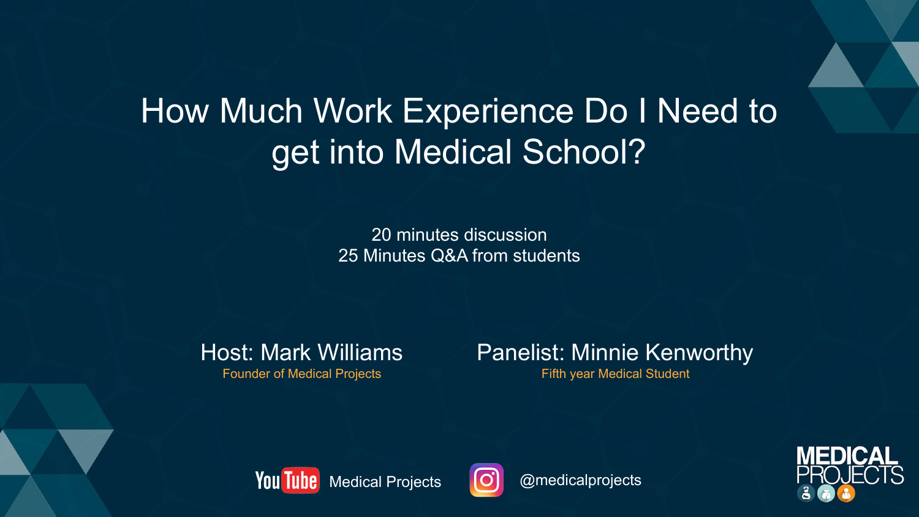# How Much Work Experience Do I Need to get into Medical School?

20 minutes discussion
25 Minutes Q&A from students

**Host: Mark Williams**
Founder of Medical Projects

**Panelist: Minnie Kenworthy**
Fifth year Medical Student

YouTube: Medical Projects

Instagram: @medicalprojects

MEDICAL PROJECTS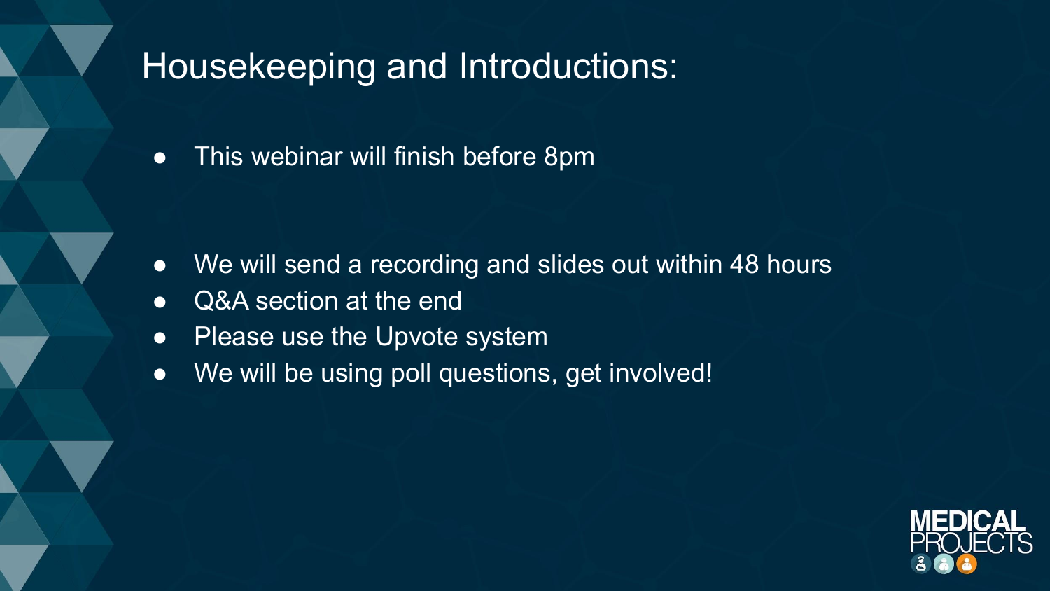# Housekeeping and Introductions:

- This webinar will finish before 8pm

- We will send a recording and slides out within 48 hours
- Q&A section at the end
- Please use the Upvote system
- We will be using poll questions, get involved!

MEDICAL PROJECTS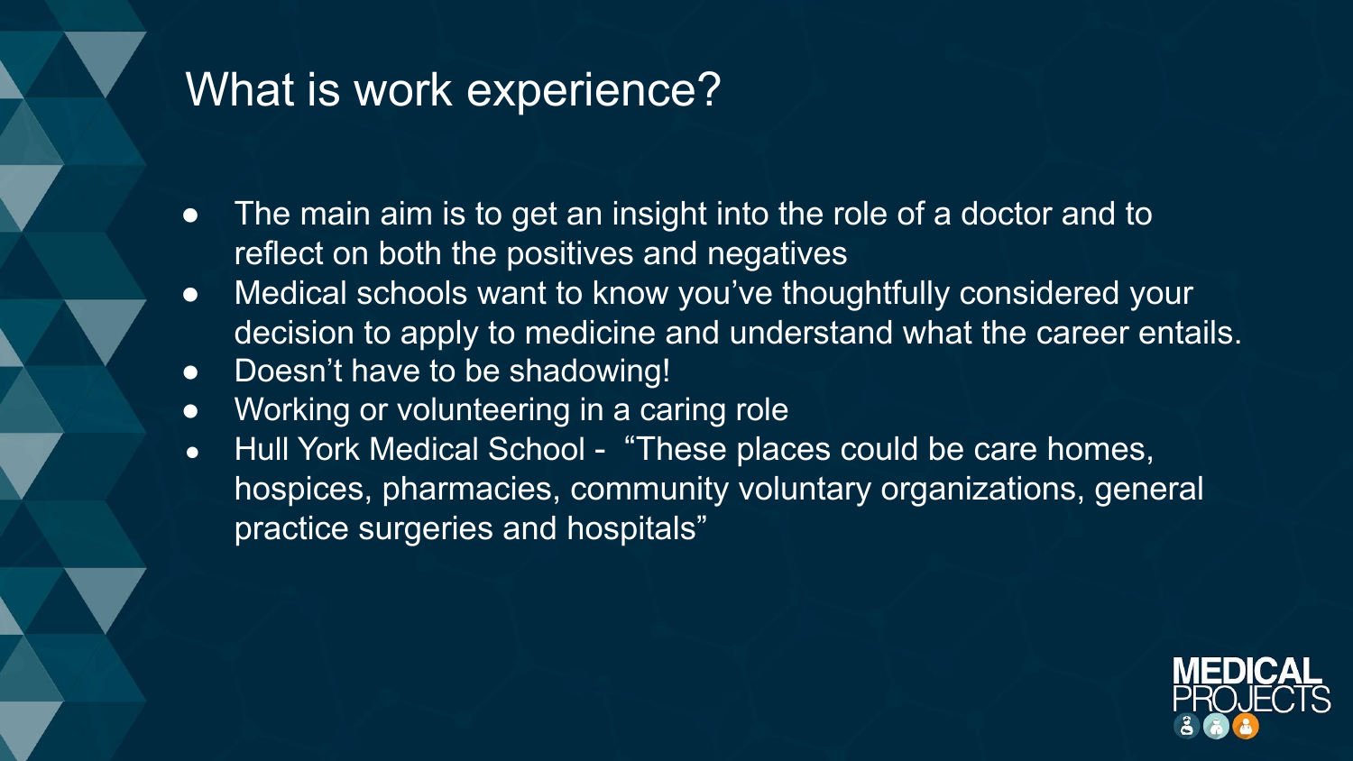# What is work experience?

- The main aim is to get an insight into the role of a doctor and to reflect on both the positives and negatives
- Medical schools want to know you've thoughtfully considered your decision to apply to medicine and understand what the career entails.
- Doesn't have to be shadowing!
- Working or volunteering in a caring role
- Hull York Medical School - "These places could be care homes, hospices, pharmacies, community voluntary organizations, general practice surgeries and hospitals"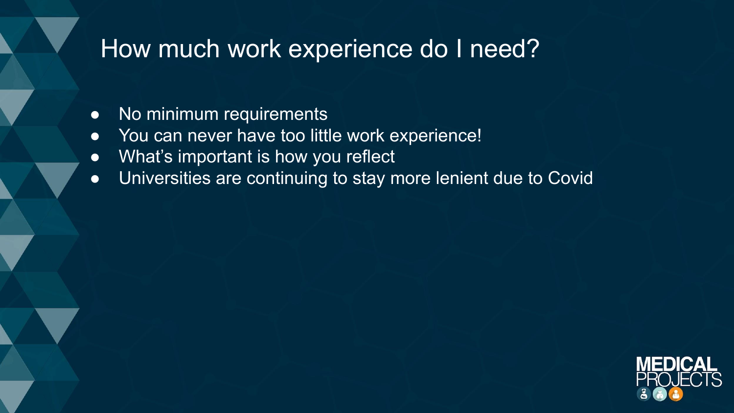# How much work experience do I need?

- No minimum requirements
- You can never have too little work experience!
- What's important is how you reflect
- Universities are continuing to stay more lenient due to Covid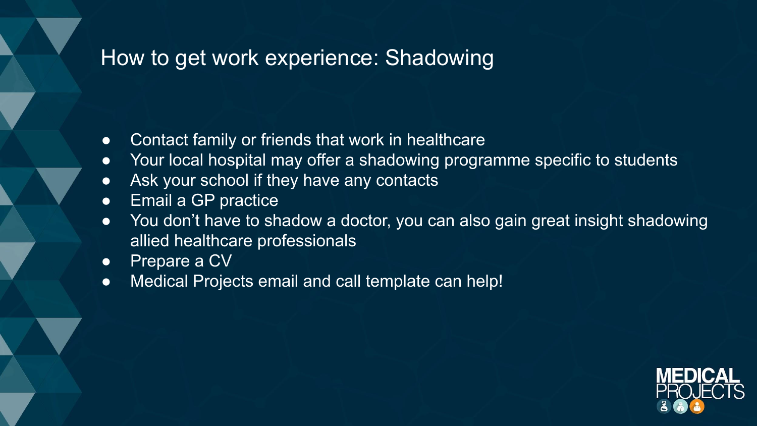# How to get work experience: Shadowing

- Contact family or friends that work in healthcare
- Your local hospital may offer a shadowing programme specific to students
- Ask your school if they have any contacts
- Email a GP practice
- You don't have to shadow a doctor, you can also gain great insight shadowing allied healthcare professionals
- Prepare a CV
- Medical Projects email and call template can help!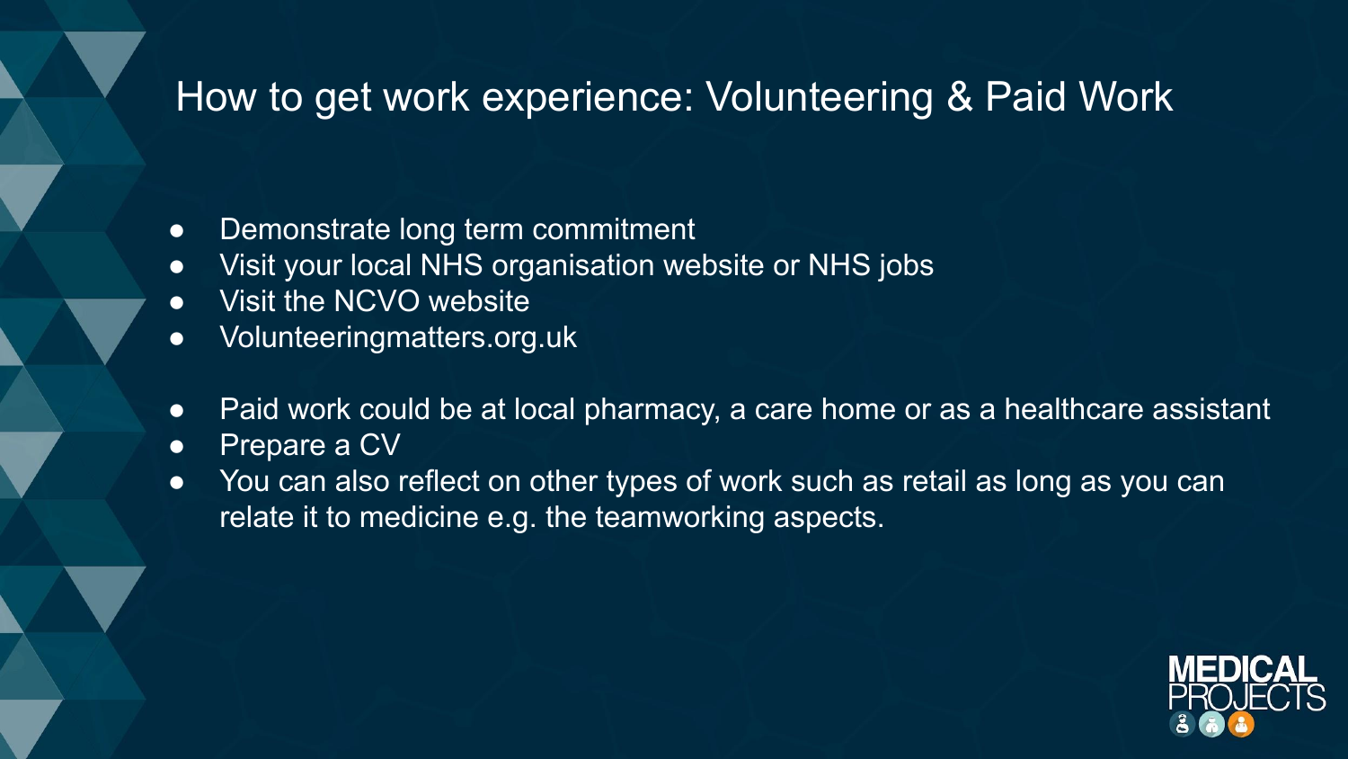# How to get work experience: Volunteering & Paid Work

- Demonstrate long term commitment
- Visit your local NHS organisation website or NHS jobs
- Visit the NCVO website
- Volunteeringmatters.org.uk

- Paid work could be at local pharmacy, a care home or as a healthcare assistant
- Prepare a CV
- You can also reflect on other types of work such as retail as long as you can relate it to medicine e.g. the teamworking aspects.

MEDICAL PROJECTS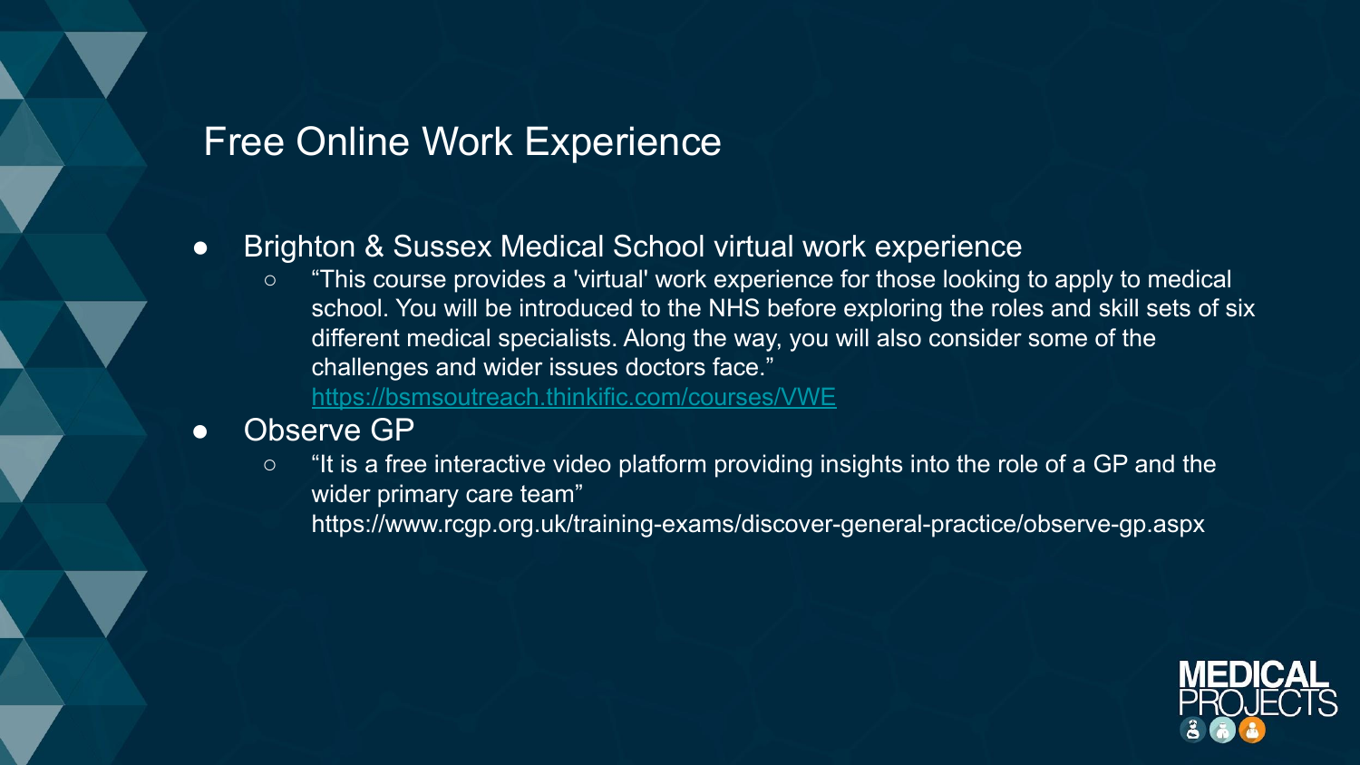# Free Online Work Experience

- Brighton & Sussex Medical School virtual work experience
  - “This course provides a 'virtual' work experience for those looking to apply to medical school. You will be introduced to the NHS before exploring the roles and skill sets of six different medical specialists. Along the way, you will also consider some of the challenges and wider issues doctors face.” https://bsmsoutreach.thinkific.com/courses/VWE
- Observe GP
  - “It is a free interactive video platform providing insights into the role of a GP and the wider primary care team” https://www.rcgp.org.uk/training-exams/discover-general-practice/observe-gp.aspx

MEDICAL PROJECTS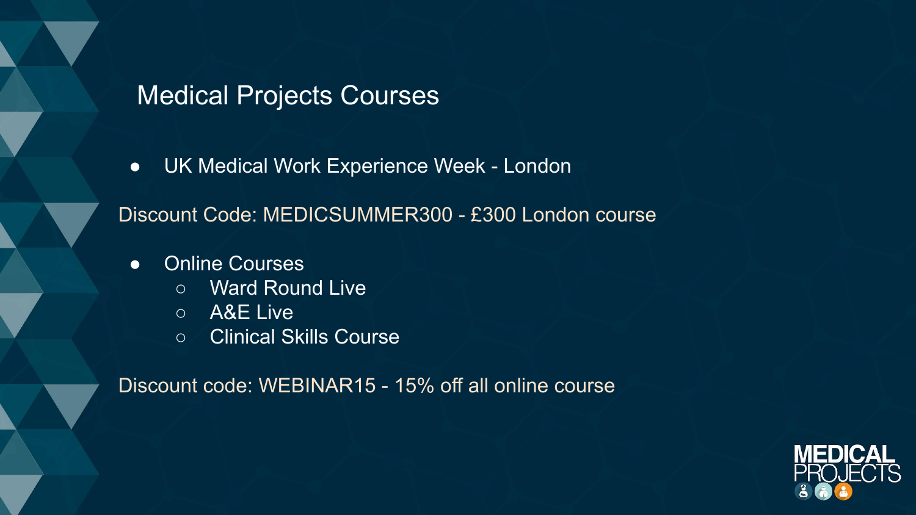# Medical Projects Courses

- UK Medical Work Experience Week - London

Discount Code: MEDICSUMMER300 - £300 London course

- Online Courses
  - Ward Round Live
  - A&E Live
  - Clinical Skills Course

Discount code: WEBINAR15 - 15% off all online course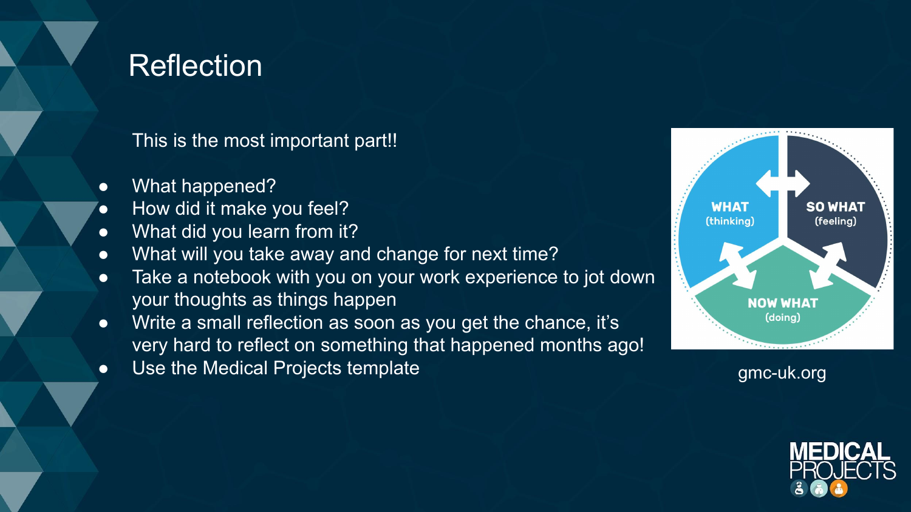# Reflection

This is the most important part!!

- What happened?
- How did it make you feel?
- What did you learn from it?
- What will you take away and change for next time?
- Take a notebook with you on your work experience to jot down your thoughts as things happen
- Write a small reflection as soon as you get the chance, it's very hard to reflect on something that happened months ago!
- Use the Medical Projects template

WHAT (thinking)

SO WHAT (feeling)

NOW WHAT (doing)

gmc-uk.org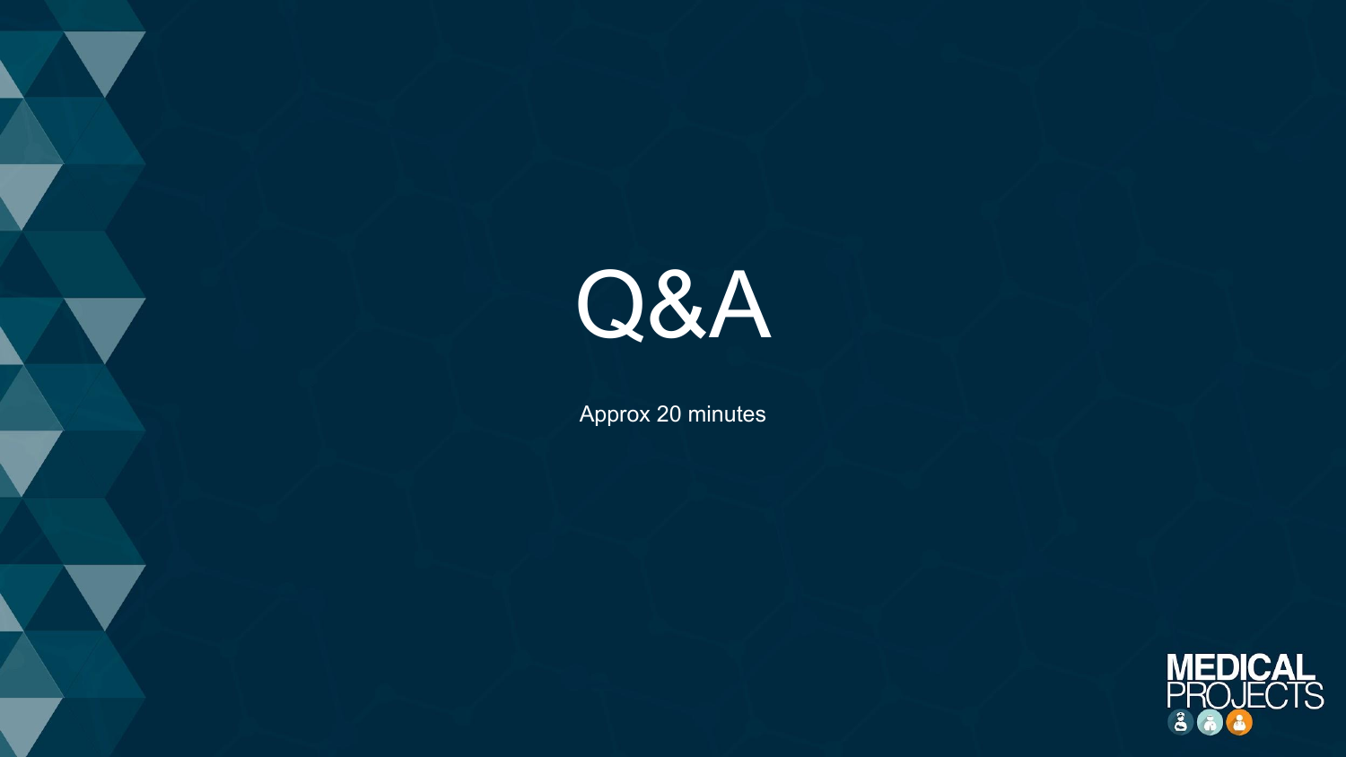# Q&A

Approx 20 minutes